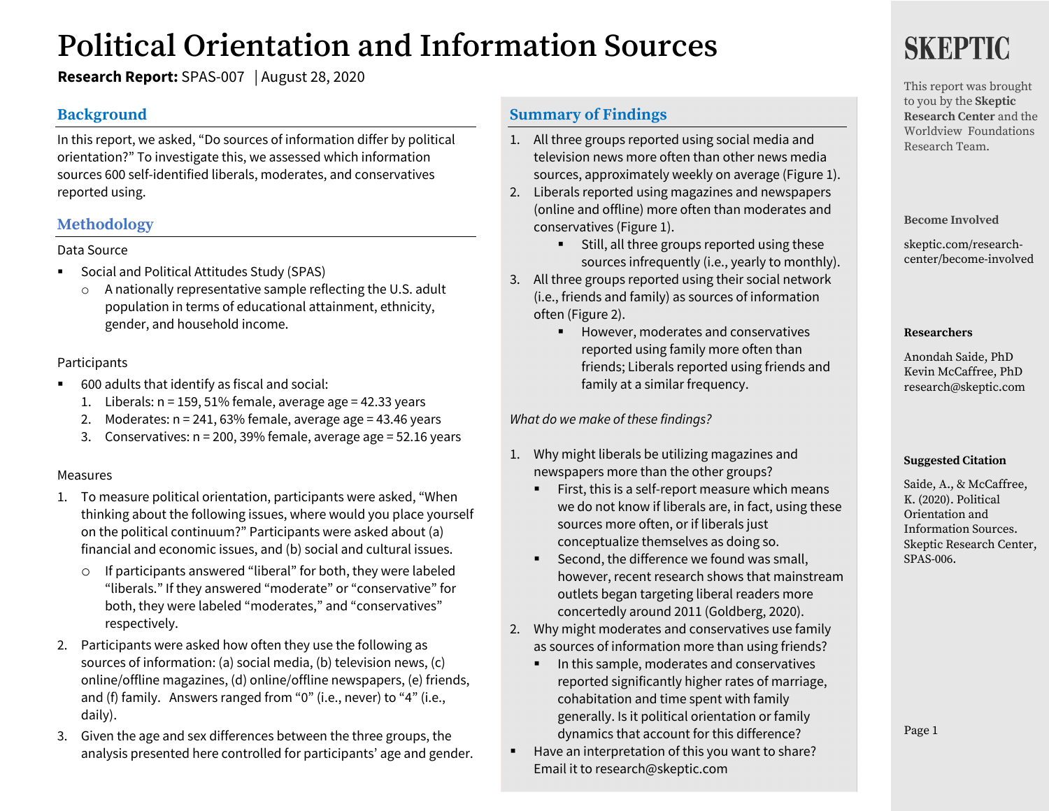# Political Orientation and Information Sources

**Research Report:** SPAS-007 | August 28, 2020

## Background

In this report, we asked, "Do sources of information differ by political orientation?" To investigate this, we assessed which information sources 600 self-identified liberals, moderates, and conservatives reported using.

## Methodology

Data Source

- Social and Political Attitudes Study (SPAS)
  - A nationally representative sample reflecting the U.S. adult population in terms of educational attainment, ethnicity, gender, and household income.

Participants

- 600 adults that identify as fiscal and social:
  1. Liberals: n = 159, 51% female, average age = 42.33 years
  2. Moderates: n = 241, 63% female, average age = 43.46 years
  3. Conservatives: n = 200, 39% female, average age = 52.16 years

Measures

1. To measure political orientation, participants were asked, "When thinking about the following issues, where would you place yourself on the political continuum?" Participants were asked about (a) financial and economic issues, and (b) social and cultural issues.
   - If participants answered "liberal" for both, they were labeled "liberals." If they answered "moderate" or "conservative" for both, they were labeled "moderates," and "conservatives" respectively.
2. Participants were asked how often they use the following as sources of information: (a) social media, (b) television news, (c) online/offline magazines, (d) online/offline newspapers, (e) friends, and (f) family. Answers ranged from "0" (i.e., never) to "4" (i.e., daily).
3. Given the age and sex differences between the three groups, the analysis presented here controlled for participants' age and gender.

## Summary of Findings

1. All three groups reported using social media and television news more often than other news media sources, approximately weekly on average (Figure 1).
2. Liberals reported using magazines and newspapers (online and offline) more often than moderates and conservatives (Figure 1).
   - Still, all three groups reported using these sources infrequently (i.e., yearly to monthly).
3. All three groups reported using their social network (i.e., friends and family) as sources of information often (Figure 2).
   - However, moderates and conservatives reported using family more often than friends; Liberals reported using friends and family at a similar frequency.

*What do we make of these findings?*

1. Why might liberals be utilizing magazines and newspapers more than the other groups?
   - First, this is a self-report measure which means we do not know if liberals are, in fact, using these sources more often, or if liberals just conceptualize themselves as doing so.
   - Second, the difference we found was small, however, recent research shows that mainstream outlets began targeting liberal readers more concertedly around 2011 (Goldberg, 2020).
2. Why might moderates and conservatives use family as sources of information more than using friends?
   - In this sample, moderates and conservatives reported significantly higher rates of marriage, cohabitation and time spent with family generally. Is it political orientation or family dynamics that account for this difference?

- Have an interpretation of this you want to share? Email it to research@skeptic.com

---

**SKEPTIC**

This report was brought to you by the **Skeptic Research Center** and the Worldview Foundations Research Team.

**Become Involved**

skeptic.com/research-center/become-involved

**Researchers**

Anondah Saide, PhD
Kevin McCaffree, PhD
research@skeptic.com

**Suggested Citation**

Saide, A., & McCaffree, K. (2020). Political Orientation and Information Sources. Skeptic Research Center, SPAS-006.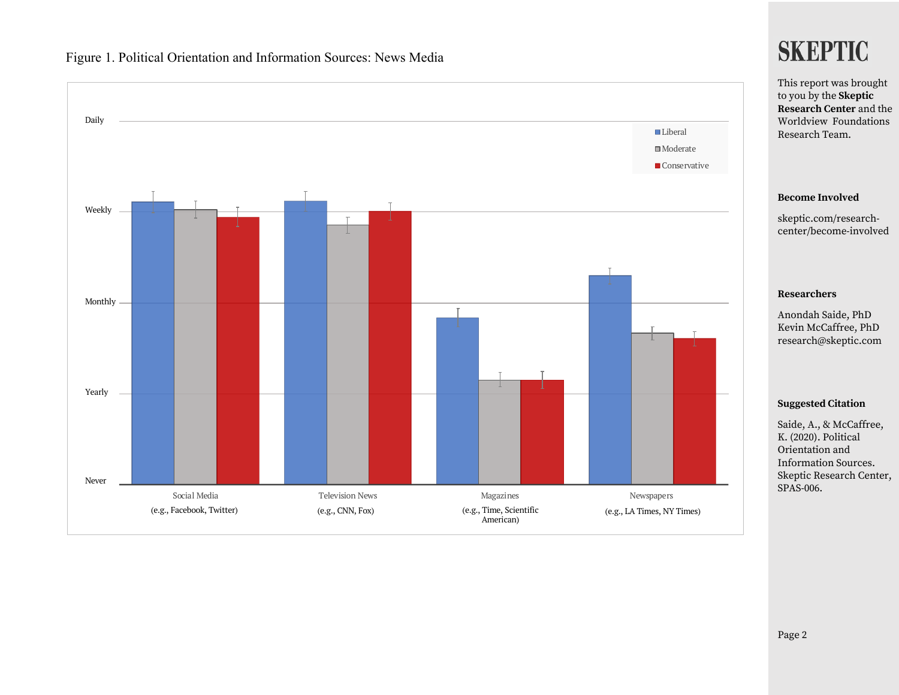Figure 1. Political Orientation and Information Sources: News Media

Daily

Weekly

Monthly

Yearly

Never

Liberal

Moderate

Conservative

Social Media (e.g., Facebook, Twitter)

Television News (e.g., CNN, Fox)

Magazines (e.g., Time, Scientific American)

Newspapers (e.g., LA Times, NY Times)

# SKEPTIC

This report was brought to you by the **Skeptic Research Center** and the Worldview Foundations Research Team.

**Become Involved**

skeptic.com/research-center/become-involved

**Researchers**

Anondah Saide, PhD
Kevin McCaffree, PhD
research@skeptic.com

**Suggested Citation**

Saide, A., & McCaffree, K. (2020). Political Orientation and Information Sources. Skeptic Research Center, SPAS-006.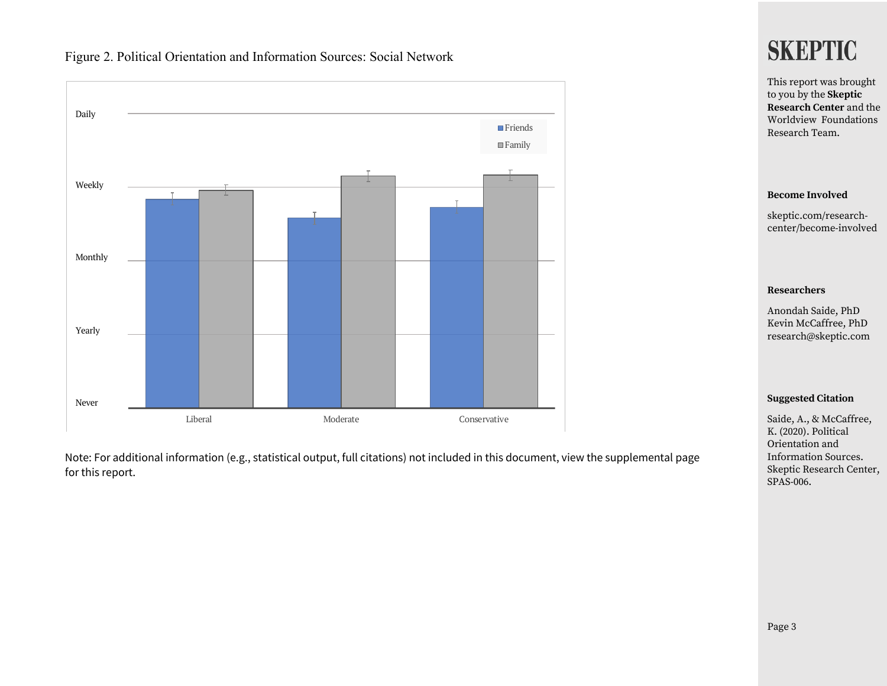Figure 2. Political Orientation and Information Sources: Social Network

Daily
Weekly
Monthly
Yearly
Never

Friends
Family

Liberal
Moderate
Conservative

Note: For additional information (e.g., statistical output, full citations) not included in this document, view the supplemental page for this report.

# SKEPTIC

This report was brought to you by the **Skeptic Research Center** and the Worldview Foundations Research Team.

**Become Involved**

skeptic.com/research-center/become-involved

**Researchers**

Anondah Saide, PhD
Kevin McCaffree, PhD
research@skeptic.com

**Suggested Citation**

Saide, A., & McCaffree, K. (2020). Political Orientation and Information Sources. Skeptic Research Center, SPAS-006.